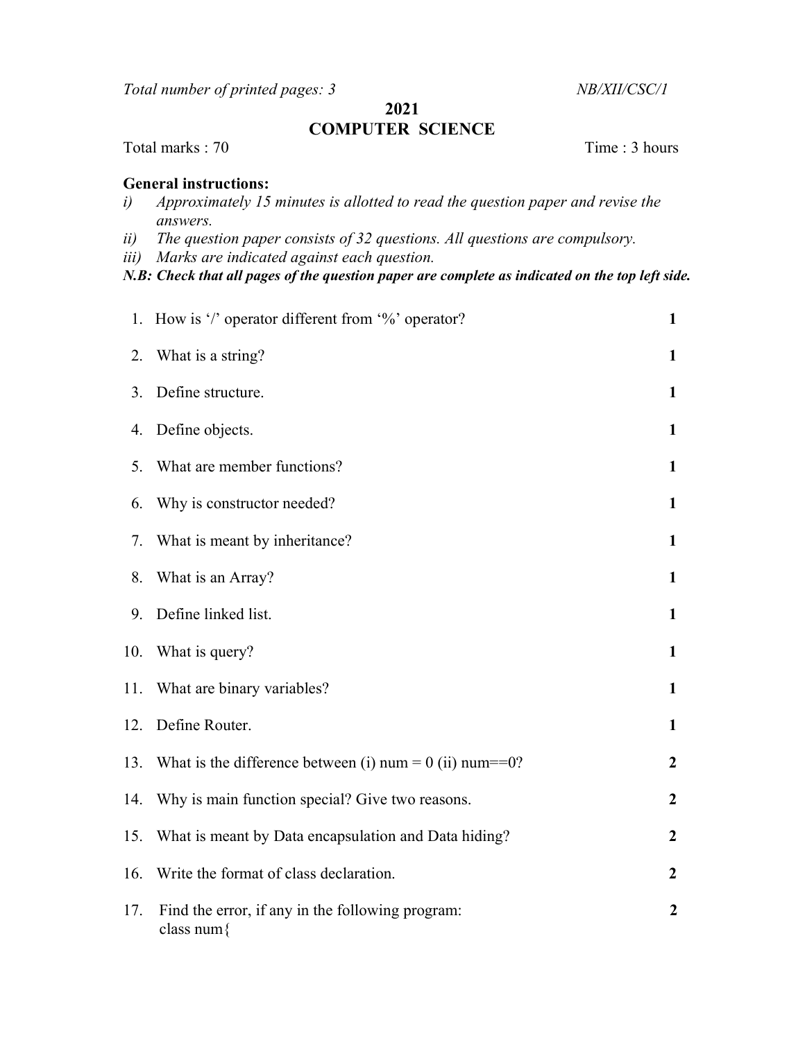*Total number of printed pages: 3* *NB/XII/CSC/1*

# 2021
# COMPUTER SCIENCE

Total marks : 70 Time : 3 hours

**General instructions:**

*i) Approximately 15 minutes is allotted to read the question paper and revise the answers.*
*ii) The question paper consists of 32 questions. All questions are compulsory.*
*iii) Marks are indicated against each question.*

***N.B: Check that all pages of the question paper are complete as indicated on the top left side.***

| | | |
|---|---|---|
| 1. | How is '/' operator different from '%' operator? | **1** |
| 2. | What is a string? | **1** |
| 3. | Define structure. | **1** |
| 4. | Define objects. | **1** |
| 5. | What are member functions? | **1** |
| 6. | Why is constructor needed? | **1** |
| 7. | What is meant by inheritance? | **1** |
| 8. | What is an Array? | **1** |
| 9. | Define linked list. | **1** |
| 10. | What is query? | **1** |
| 11. | What are binary variables? | **1** |
| 12. | Define Router. | **1** |
| 13. | What is the difference between (i) num = 0 (ii) num==0? | **2** |
| 14. | Why is main function special? Give two reasons. | **2** |
| 15. | What is meant by Data encapsulation and Data hiding? | **2** |
| 16. | Write the format of class declaration. | **2** |
| 17. | Find the error, if any in the following program: | **2** |

```
class num{
```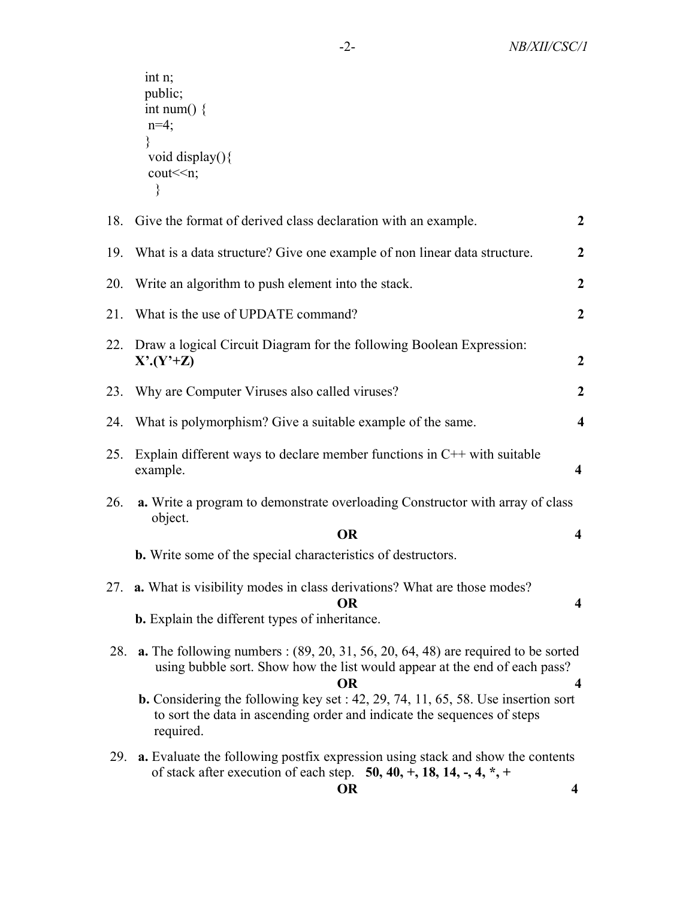```
int n;
public;
int num() {
 n=4;
}
 void display(){
 cout<<n;
  }
```

18. Give the format of derived class declaration with an example. **2**

19. What is a data structure? Give one example of non linear data structure. **2**

20. Write an algorithm to push element into the stack. **2**

21. What is the use of UPDATE command? **2**

22. Draw a logical Circuit Diagram for the following Boolean Expression: **X'.(Y'+Z)** **2**

23. Why are Computer Viruses also called viruses? **2**

24. What is polymorphism? Give a suitable example of the same. **4**

25. Explain different ways to declare member functions in C++ with suitable example. **4**

26. **a.** Write a program to demonstrate overloading Constructor with array of class object.

    **OR** **4**

    **b.** Write some of the special characteristics of destructors.

27. **a.** What is visibility modes in class derivations? What are those modes?

    **OR** **4**

    **b.** Explain the different types of inheritance.

28. **a.** The following numbers : (89, 20, 31, 56, 20, 64, 48) are required to be sorted using bubble sort. Show how the list would appear at the end of each pass?

    **OR** **4**

    **b.** Considering the following key set : 42, 29, 74, 11, 65, 58. Use insertion sort to sort the data in ascending order and indicate the sequences of steps required.

29. **a.** Evaluate the following postfix expression using stack and show the contents of stack after execution of each step. **50, 40, +, 18, 14, -, 4, *, +**

    **OR** **4**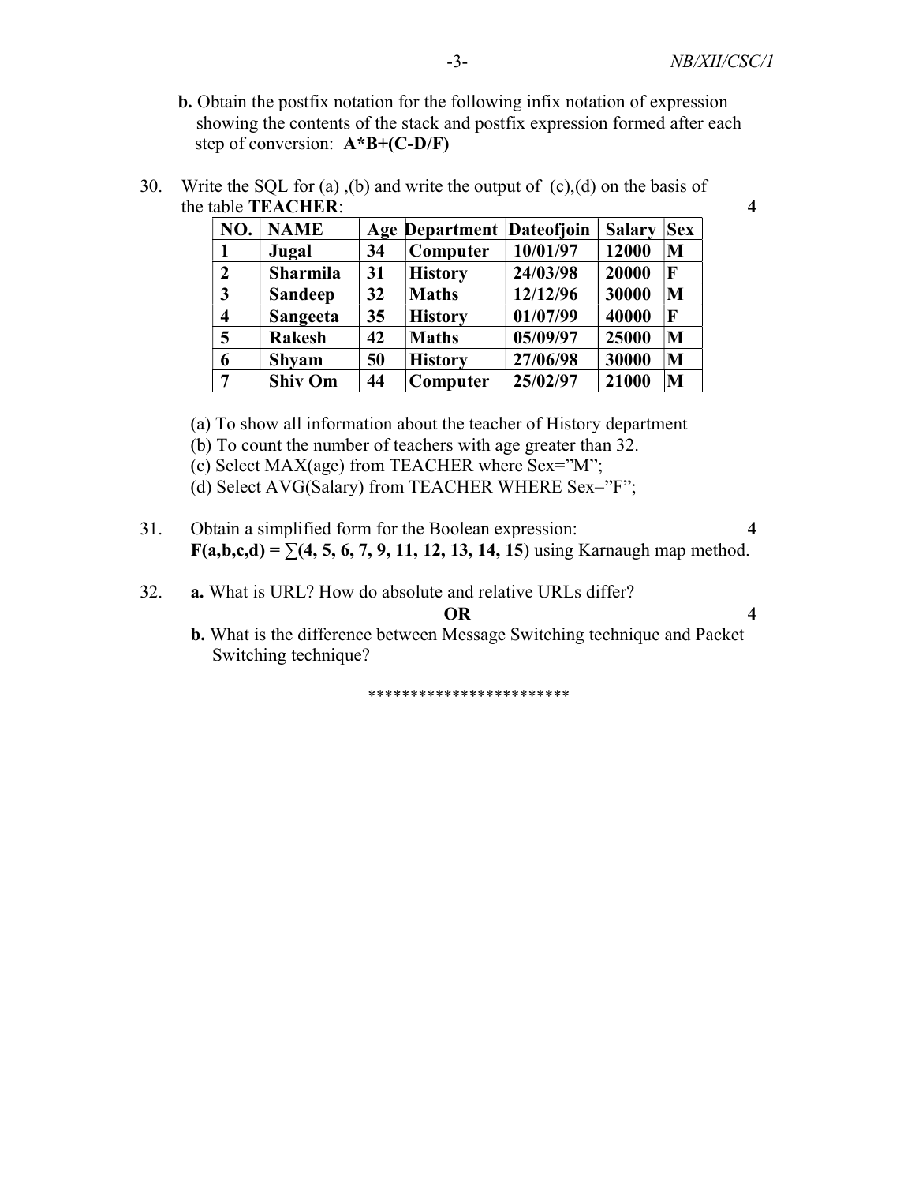**b.** Obtain the postfix notation for the following infix notation of expression showing the contents of the stack and postfix expression formed after each step of conversion: **A*B+(C-D/F)**

30. Write the SQL for (a) ,(b) and write the output of (c),(d) on the basis of the table **TEACHER**: **4**

| NO. | NAME | Age | Department | Dateofjoin | Salary | Sex |
|---|---|---|---|---|---|---|
| 1 | Jugal | 34 | Computer | 10/01/97 | 12000 | M |
| 2 | Sharmila | 31 | History | 24/03/98 | 20000 | F |
| 3 | Sandeep | 32 | Maths | 12/12/96 | 30000 | M |
| 4 | Sangeeta | 35 | History | 01/07/99 | 40000 | F |
| 5 | Rakesh | 42 | Maths | 05/09/97 | 25000 | M |
| 6 | Shyam | 50 | History | 27/06/98 | 30000 | M |
| 7 | Shiv Om | 44 | Computer | 25/02/97 | 21000 | M |

(a) To show all information about the teacher of History department
(b) To count the number of teachers with age greater than 32.
(c) Select MAX(age) from TEACHER where Sex=”M”;
(d) Select AVG(Salary) from TEACHER WHERE Sex=”F”;

31. Obtain a simplified form for the Boolean expression: **4**
**F(a,b,c,d) = ∑(4, 5, 6, 7, 9, 11, 12, 13, 14, 15)** using Karnaugh map method.

32. **a.** What is URL? How do absolute and relative URLs differ?

**OR** **4**

**b.** What is the difference between Message Switching technique and Packet Switching technique?

************************